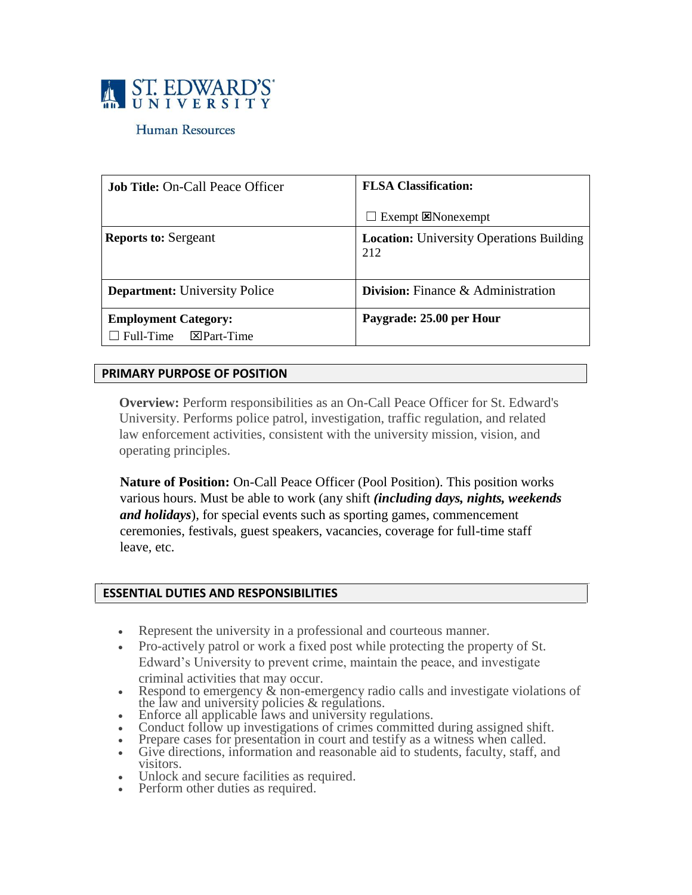ST. EDWARD'S UNIVERSITY

Human Resources

| **Job Title:** On-Call Peace Officer | **FLSA Classification:** ☐ Exempt ☒Nonexempt |
|---|---|
| **Reports to:** Sergeant | **Location:** University Operations Building 212 |
| **Department:** University Police | **Division:** Finance & Administration |
| **Employment Category:** ☐ Full-Time ☒Part-Time | **Paygrade: 25.00 per Hour** |

## PRIMARY PURPOSE OF POSITION

**Overview:** Perform responsibilities as an On-Call Peace Officer for St. Edward's University. Performs police patrol, investigation, traffic regulation, and related law enforcement activities, consistent with the university mission, vision, and operating principles.

**Nature of Position:** On-Call Peace Officer (Pool Position). This position works various hours. Must be able to work (any shift ***(including days, nights, weekends and holidays***), for special events such as sporting games, commencement ceremonies, festivals, guest speakers, vacancies, coverage for full-time staff leave, etc.

## ESSENTIAL DUTIES AND RESPONSIBILITIES

- Represent the university in a professional and courteous manner.
- Pro-actively patrol or work a fixed post while protecting the property of St. Edward's University to prevent crime, maintain the peace, and investigate criminal activities that may occur.
- Respond to emergency & non-emergency radio calls and investigate violations of the law and university policies & regulations.
- Enforce all applicable laws and university regulations.
- Conduct follow up investigations of crimes committed during assigned shift.
- Prepare cases for presentation in court and testify as a witness when called.
- Give directions, information and reasonable aid to students, faculty, staff, and visitors.
- Unlock and secure facilities as required.
- Perform other duties as required.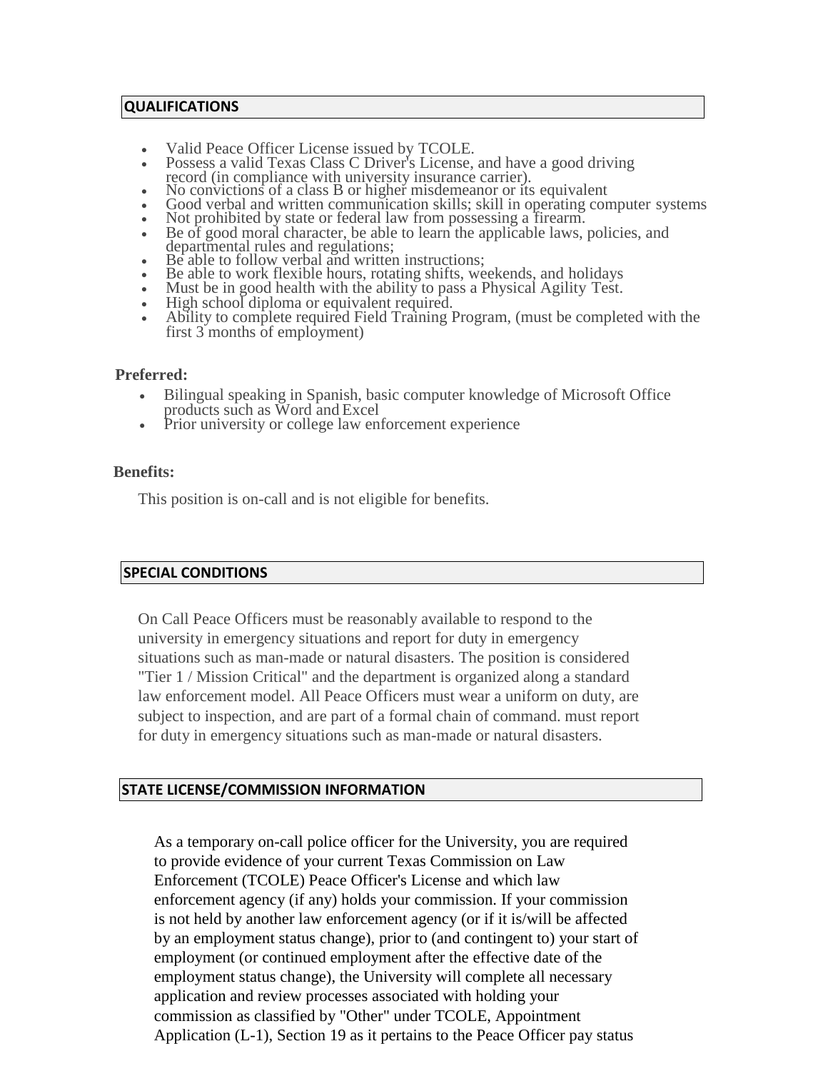## QUALIFICATIONS

- Valid Peace Officer License issued by TCOLE.
- Possess a valid Texas Class C Driver's License, and have a good driving record (in compliance with university insurance carrier).
- No convictions of a class B or higher misdemeanor or its equivalent
- Good verbal and written communication skills; skill in operating computer systems
- Not prohibited by state or federal law from possessing a firearm.
- Be of good moral character, be able to learn the applicable laws, policies, and departmental rules and regulations;
- Be able to follow verbal and written instructions;
- Be able to work flexible hours, rotating shifts, weekends, and holidays
- Must be in good health with the ability to pass a Physical Agility Test.
- High school diploma or equivalent required.
- Ability to complete required Field Training Program, (must be completed with the first 3 months of employment)

**Preferred:**

- Bilingual speaking in Spanish, basic computer knowledge of Microsoft Office products such as Word and Excel
- Prior university or college law enforcement experience

**Benefits:**

This position is on-call and is not eligible for benefits.

## SPECIAL CONDITIONS

On Call Peace Officers must be reasonably available to respond to the university in emergency situations and report for duty in emergency situations such as man-made or natural disasters. The position is considered "Tier 1 / Mission Critical" and the department is organized along a standard law enforcement model. All Peace Officers must wear a uniform on duty, are subject to inspection, and are part of a formal chain of command. must report for duty in emergency situations such as man-made or natural disasters.

## STATE LICENSE/COMMISSION INFORMATION

As a temporary on-call police officer for the University, you are required to provide evidence of your current Texas Commission on Law Enforcement (TCOLE) Peace Officer's License and which law enforcement agency (if any) holds your commission. If your commission is not held by another law enforcement agency (or if it is/will be affected by an employment status change), prior to (and contingent to) your start of employment (or continued employment after the effective date of the employment status change), the University will complete all necessary application and review processes associated with holding your commission as classified by "Other" under TCOLE, Appointment Application (L-1), Section 19 as it pertains to the Peace Officer pay status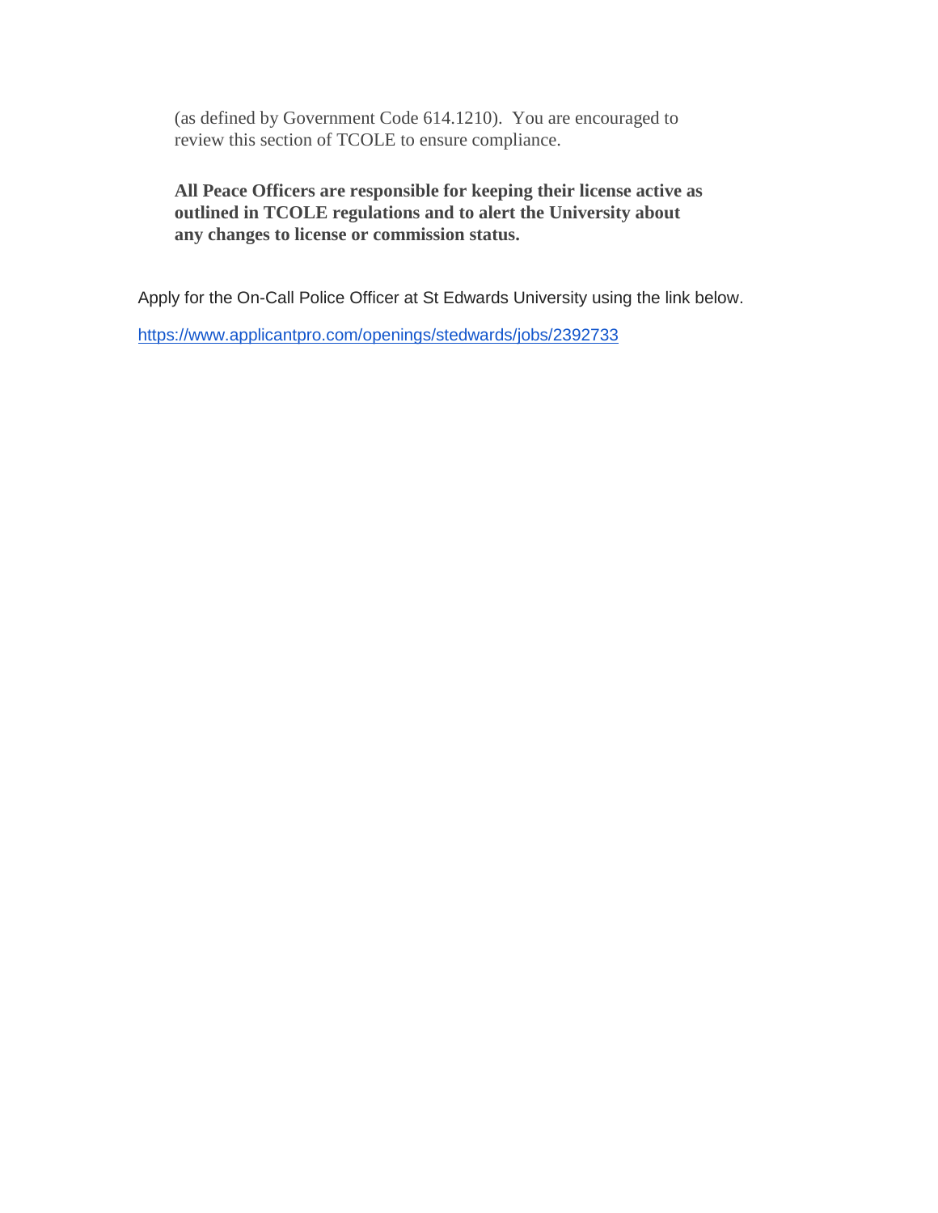(as defined by Government Code 614.1210). You are encouraged to review this section of TCOLE to ensure compliance.

**All Peace Officers are responsible for keeping their license active as outlined in TCOLE regulations and to alert the University about any changes to license or commission status.**

Apply for the On-Call Police Officer at St Edwards University using the link below.

https://www.applicantpro.com/openings/stedwards/jobs/2392733